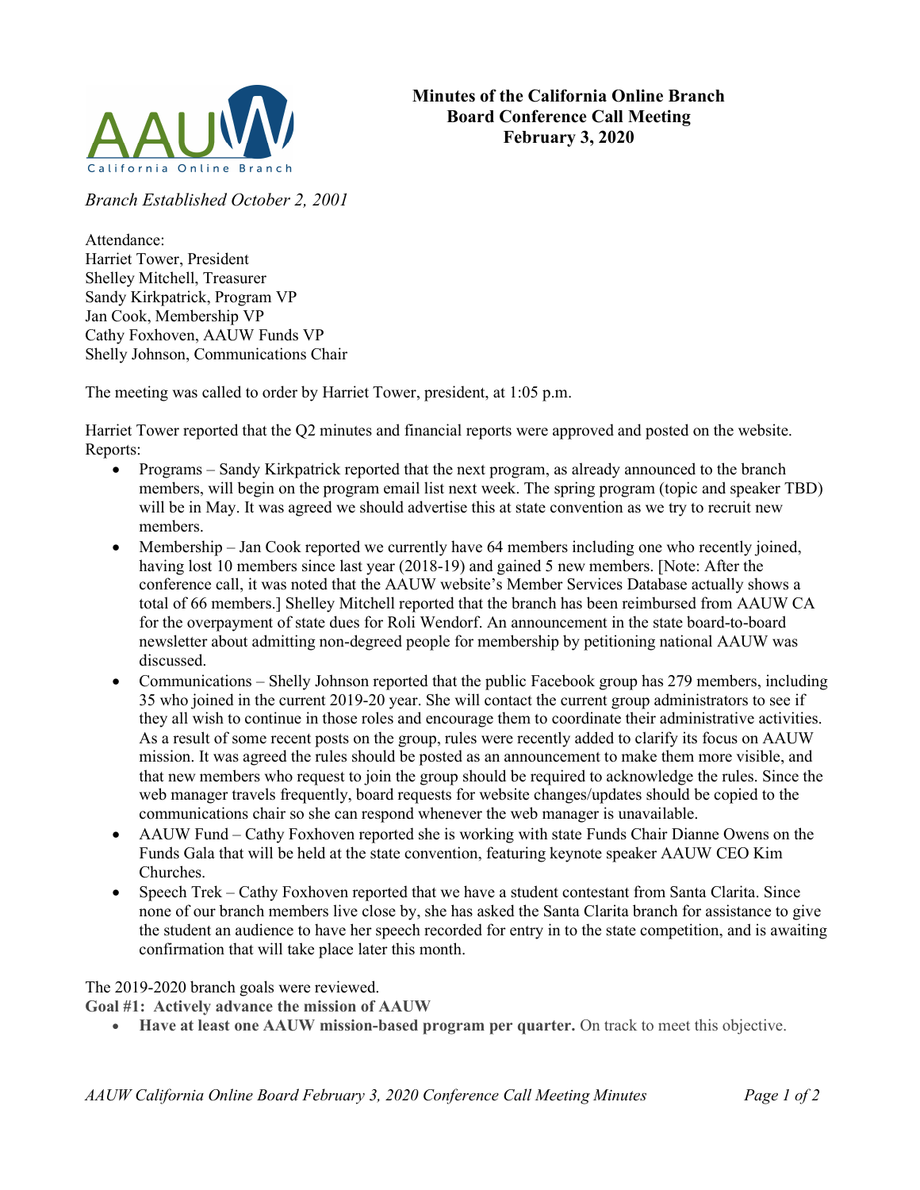# Minutes of the California Online Branch Board Conference Call Meeting February 3, 2020

*Branch Established October 2, 2001*

Attendance:
Harriet Tower, President
Shelley Mitchell, Treasurer
Sandy Kirkpatrick, Program VP
Jan Cook, Membership VP
Cathy Foxhoven, AAUW Funds VP
Shelly Johnson, Communications Chair

The meeting was called to order by Harriet Tower, president, at 1:05 p.m.

Harriet Tower reported that the Q2 minutes and financial reports were approved and posted on the website.
Reports:

- Programs – Sandy Kirkpatrick reported that the next program, as already announced to the branch members, will begin on the program email list next week. The spring program (topic and speaker TBD) will be in May. It was agreed we should advertise this at state convention as we try to recruit new members.
- Membership – Jan Cook reported we currently have 64 members including one who recently joined, having lost 10 members since last year (2018-19) and gained 5 new members. [Note: After the conference call, it was noted that the AAUW website's Member Services Database actually shows a total of 66 members.] Shelley Mitchell reported that the branch has been reimbursed from AAUW CA for the overpayment of state dues for Roli Wendorf. An announcement in the state board-to-board newsletter about admitting non-degreed people for membership by petitioning national AAUW was discussed.
- Communications – Shelly Johnson reported that the public Facebook group has 279 members, including 35 who joined in the current 2019-20 year. She will contact the current group administrators to see if they all wish to continue in those roles and encourage them to coordinate their administrative activities. As a result of some recent posts on the group, rules were recently added to clarify its focus on AAUW mission. It was agreed the rules should be posted as an announcement to make them more visible, and that new members who request to join the group should be required to acknowledge the rules. Since the web manager travels frequently, board requests for website changes/updates should be copied to the communications chair so she can respond whenever the web manager is unavailable.
- AAUW Fund – Cathy Foxhoven reported she is working with state Funds Chair Dianne Owens on the Funds Gala that will be held at the state convention, featuring keynote speaker AAUW CEO Kim Churches.
- Speech Trek – Cathy Foxhoven reported that we have a student contestant from Santa Clarita. Since none of our branch members live close by, she has asked the Santa Clarita branch for assistance to give the student an audience to have her speech recorded for entry in to the state competition, and is awaiting confirmation that will take place later this month.

The 2019-2020 branch goals were reviewed.

**Goal #1: Actively advance the mission of AAUW**

- **Have at least one AAUW mission-based program per quarter.** On track to meet this objective.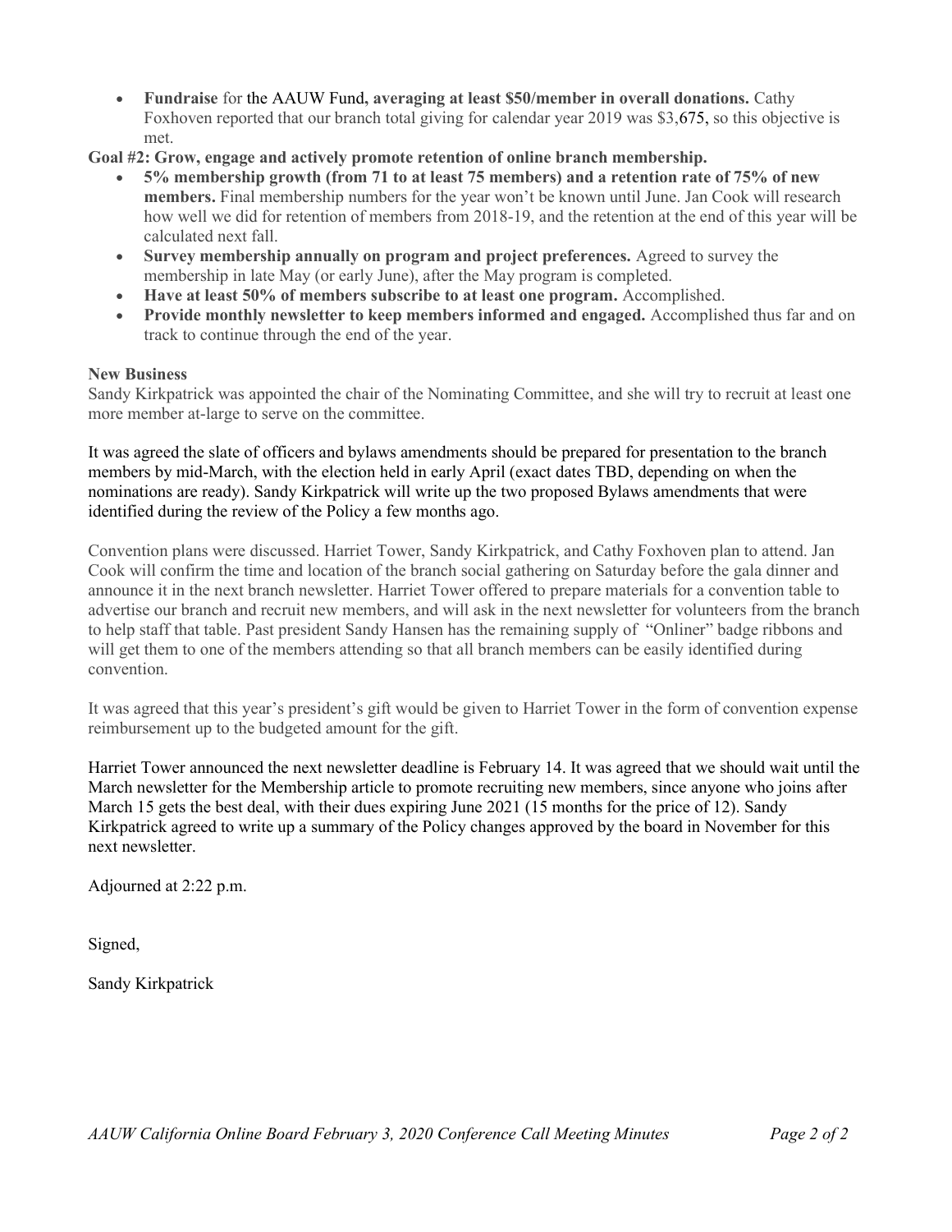- **Fundraise** for the AAUW Fund**, averaging at least $50/member in overall donations.** Cathy Foxhoven reported that our branch total giving for calendar year 2019 was $3,675, so this objective is met.

**Goal #2: Grow, engage and actively promote retention of online branch membership.**

- **5% membership growth (from 71 to at least 75 members) and a retention rate of 75% of new members.** Final membership numbers for the year won't be known until June. Jan Cook will research how well we did for retention of members from 2018-19, and the retention at the end of this year will be calculated next fall.
- **Survey membership annually on program and project preferences.** Agreed to survey the membership in late May (or early June), after the May program is completed.
- **Have at least 50% of members subscribe to at least one program.** Accomplished.
- **Provide monthly newsletter to keep members informed and engaged.** Accomplished thus far and on track to continue through the end of the year.

**New Business**

Sandy Kirkpatrick was appointed the chair of the Nominating Committee, and she will try to recruit at least one more member at-large to serve on the committee.

It was agreed the slate of officers and bylaws amendments should be prepared for presentation to the branch members by mid-March, with the election held in early April (exact dates TBD, depending on when the nominations are ready). Sandy Kirkpatrick will write up the two proposed Bylaws amendments that were identified during the review of the Policy a few months ago.

Convention plans were discussed. Harriet Tower, Sandy Kirkpatrick, and Cathy Foxhoven plan to attend. Jan Cook will confirm the time and location of the branch social gathering on Saturday before the gala dinner and announce it in the next branch newsletter. Harriet Tower offered to prepare materials for a convention table to advertise our branch and recruit new members, and will ask in the next newsletter for volunteers from the branch to help staff that table. Past president Sandy Hansen has the remaining supply of "Onliner" badge ribbons and will get them to one of the members attending so that all branch members can be easily identified during convention.

It was agreed that this year's president's gift would be given to Harriet Tower in the form of convention expense reimbursement up to the budgeted amount for the gift.

Harriet Tower announced the next newsletter deadline is February 14. It was agreed that we should wait until the March newsletter for the Membership article to promote recruiting new members, since anyone who joins after March 15 gets the best deal, with their dues expiring June 2021 (15 months for the price of 12). Sandy Kirkpatrick agreed to write up a summary of the Policy changes approved by the board in November for this next newsletter.

Adjourned at 2:22 p.m.

Signed,

Sandy Kirkpatrick